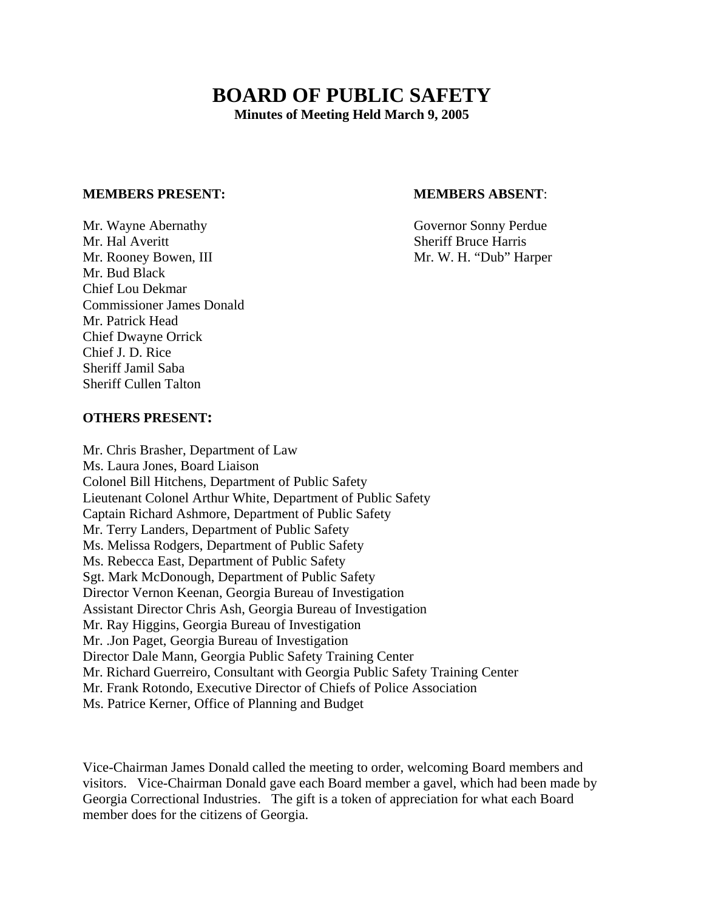# BOARD OF PUBLIC SAFETY

**Minutes of Meeting Held March 9, 2005**

**MEMBERS PRESENT:**

Mr. Wayne Abernathy
Mr. Hal Averitt
Mr. Rooney Bowen, III
Mr. Bud Black
Chief Lou Dekmar
Commissioner James Donald
Mr. Patrick Head
Chief Dwayne Orrick
Chief J. D. Rice
Sheriff Jamil Saba
Sheriff Cullen Talton

**MEMBERS ABSENT**:

Governor Sonny Perdue
Sheriff Bruce Harris
Mr. W. H. "Dub" Harper

**OTHERS PRESENT:**

Mr. Chris Brasher, Department of Law
Ms. Laura Jones, Board Liaison
Colonel Bill Hitchens, Department of Public Safety
Lieutenant Colonel Arthur White, Department of Public Safety
Captain Richard Ashmore, Department of Public Safety
Mr. Terry Landers, Department of Public Safety
Ms. Melissa Rodgers, Department of Public Safety
Ms. Rebecca East, Department of Public Safety
Sgt. Mark McDonough, Department of Public Safety
Director Vernon Keenan, Georgia Bureau of Investigation
Assistant Director Chris Ash, Georgia Bureau of Investigation
Mr. Ray Higgins, Georgia Bureau of Investigation
Mr. .Jon Paget, Georgia Bureau of Investigation
Director Dale Mann, Georgia Public Safety Training Center
Mr. Richard Guerreiro, Consultant with Georgia Public Safety Training Center
Mr. Frank Rotondo, Executive Director of Chiefs of Police Association
Ms. Patrice Kerner, Office of Planning and Budget

Vice-Chairman James Donald called the meeting to order, welcoming Board members and visitors. Vice-Chairman Donald gave each Board member a gavel, which had been made by Georgia Correctional Industries. The gift is a token of appreciation for what each Board member does for the citizens of Georgia.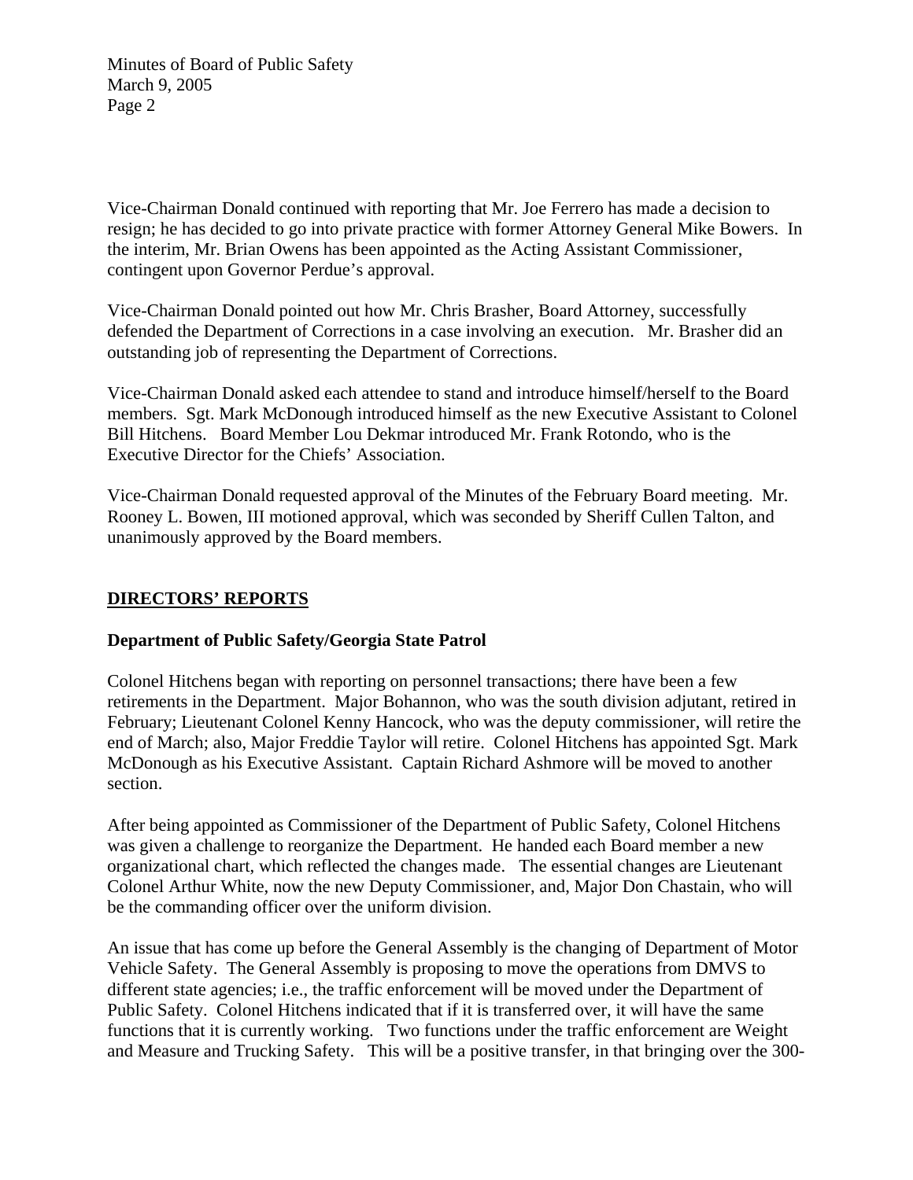Vice-Chairman Donald continued with reporting that Mr. Joe Ferrero has made a decision to resign; he has decided to go into private practice with former Attorney General Mike Bowers. In the interim, Mr. Brian Owens has been appointed as the Acting Assistant Commissioner, contingent upon Governor Perdue's approval.

Vice-Chairman Donald pointed out how Mr. Chris Brasher, Board Attorney, successfully defended the Department of Corrections in a case involving an execution. Mr. Brasher did an outstanding job of representing the Department of Corrections.

Vice-Chairman Donald asked each attendee to stand and introduce himself/herself to the Board members. Sgt. Mark McDonough introduced himself as the new Executive Assistant to Colonel Bill Hitchens. Board Member Lou Dekmar introduced Mr. Frank Rotondo, who is the Executive Director for the Chiefs' Association.

Vice-Chairman Donald requested approval of the Minutes of the February Board meeting. Mr. Rooney L. Bowen, III motioned approval, which was seconded by Sheriff Cullen Talton, and unanimously approved by the Board members.

## DIRECTORS' REPORTS

### Department of Public Safety/Georgia State Patrol

Colonel Hitchens began with reporting on personnel transactions; there have been a few retirements in the Department. Major Bohannon, who was the south division adjutant, retired in February; Lieutenant Colonel Kenny Hancock, who was the deputy commissioner, will retire the end of March; also, Major Freddie Taylor will retire. Colonel Hitchens has appointed Sgt. Mark McDonough as his Executive Assistant. Captain Richard Ashmore will be moved to another section.

After being appointed as Commissioner of the Department of Public Safety, Colonel Hitchens was given a challenge to reorganize the Department. He handed each Board member a new organizational chart, which reflected the changes made. The essential changes are Lieutenant Colonel Arthur White, now the new Deputy Commissioner, and, Major Don Chastain, who will be the commanding officer over the uniform division.

An issue that has come up before the General Assembly is the changing of Department of Motor Vehicle Safety. The General Assembly is proposing to move the operations from DMVS to different state agencies; i.e., the traffic enforcement will be moved under the Department of Public Safety. Colonel Hitchens indicated that if it is transferred over, it will have the same functions that it is currently working. Two functions under the traffic enforcement are Weight and Measure and Trucking Safety. This will be a positive transfer, in that bringing over the 300-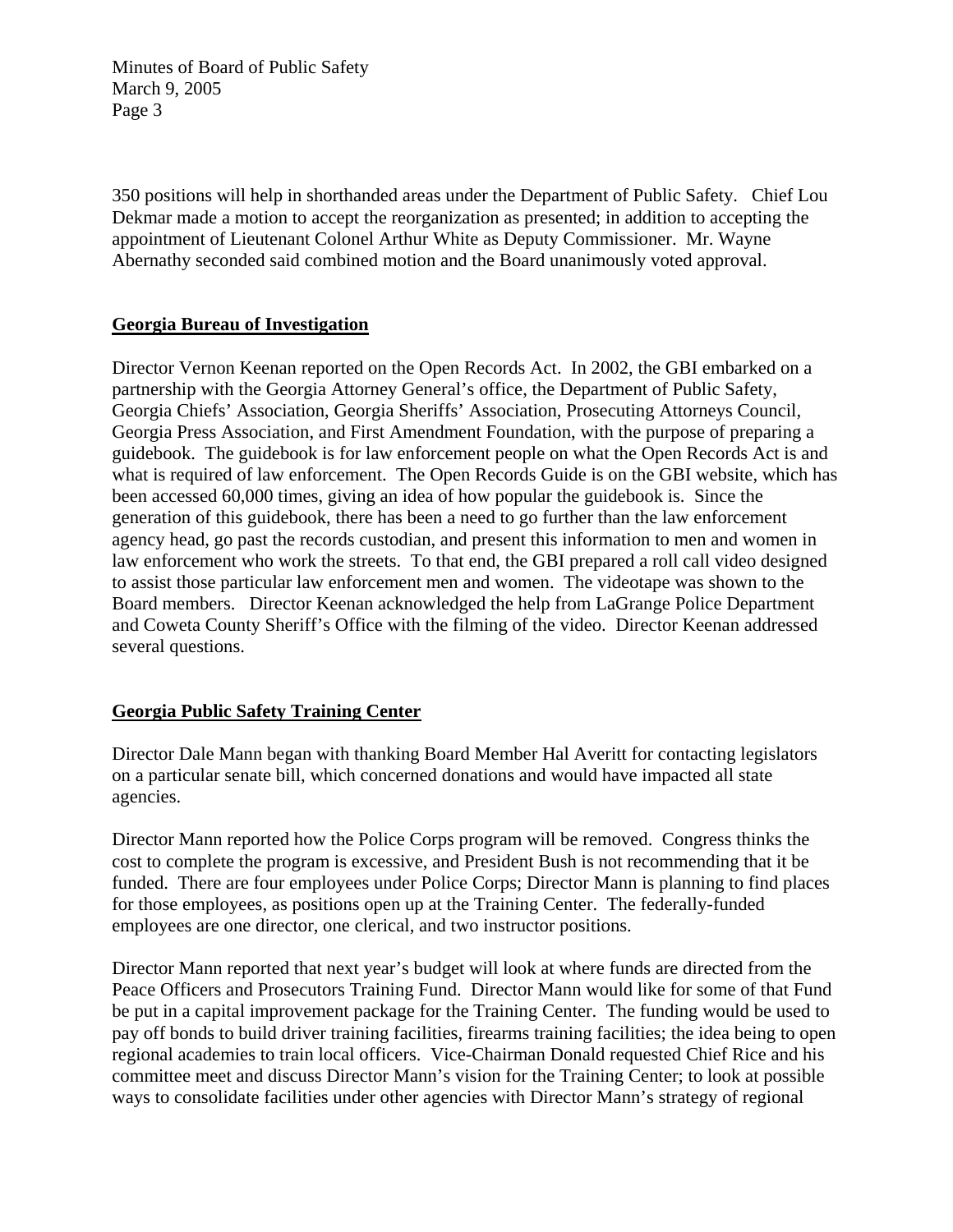350 positions will help in shorthanded areas under the Department of Public Safety. Chief Lou Dekmar made a motion to accept the reorganization as presented; in addition to accepting the appointment of Lieutenant Colonel Arthur White as Deputy Commissioner. Mr. Wayne Abernathy seconded said combined motion and the Board unanimously voted approval.

## Georgia Bureau of Investigation

Director Vernon Keenan reported on the Open Records Act. In 2002, the GBI embarked on a partnership with the Georgia Attorney General's office, the Department of Public Safety, Georgia Chiefs' Association, Georgia Sheriffs' Association, Prosecuting Attorneys Council, Georgia Press Association, and First Amendment Foundation, with the purpose of preparing a guidebook. The guidebook is for law enforcement people on what the Open Records Act is and what is required of law enforcement. The Open Records Guide is on the GBI website, which has been accessed 60,000 times, giving an idea of how popular the guidebook is. Since the generation of this guidebook, there has been a need to go further than the law enforcement agency head, go past the records custodian, and present this information to men and women in law enforcement who work the streets. To that end, the GBI prepared a roll call video designed to assist those particular law enforcement men and women. The videotape was shown to the Board members. Director Keenan acknowledged the help from LaGrange Police Department and Coweta County Sheriff's Office with the filming of the video. Director Keenan addressed several questions.

## Georgia Public Safety Training Center

Director Dale Mann began with thanking Board Member Hal Averitt for contacting legislators on a particular senate bill, which concerned donations and would have impacted all state agencies.

Director Mann reported how the Police Corps program will be removed. Congress thinks the cost to complete the program is excessive, and President Bush is not recommending that it be funded. There are four employees under Police Corps; Director Mann is planning to find places for those employees, as positions open up at the Training Center. The federally-funded employees are one director, one clerical, and two instructor positions.

Director Mann reported that next year's budget will look at where funds are directed from the Peace Officers and Prosecutors Training Fund. Director Mann would like for some of that Fund be put in a capital improvement package for the Training Center. The funding would be used to pay off bonds to build driver training facilities, firearms training facilities; the idea being to open regional academies to train local officers. Vice-Chairman Donald requested Chief Rice and his committee meet and discuss Director Mann's vision for the Training Center; to look at possible ways to consolidate facilities under other agencies with Director Mann's strategy of regional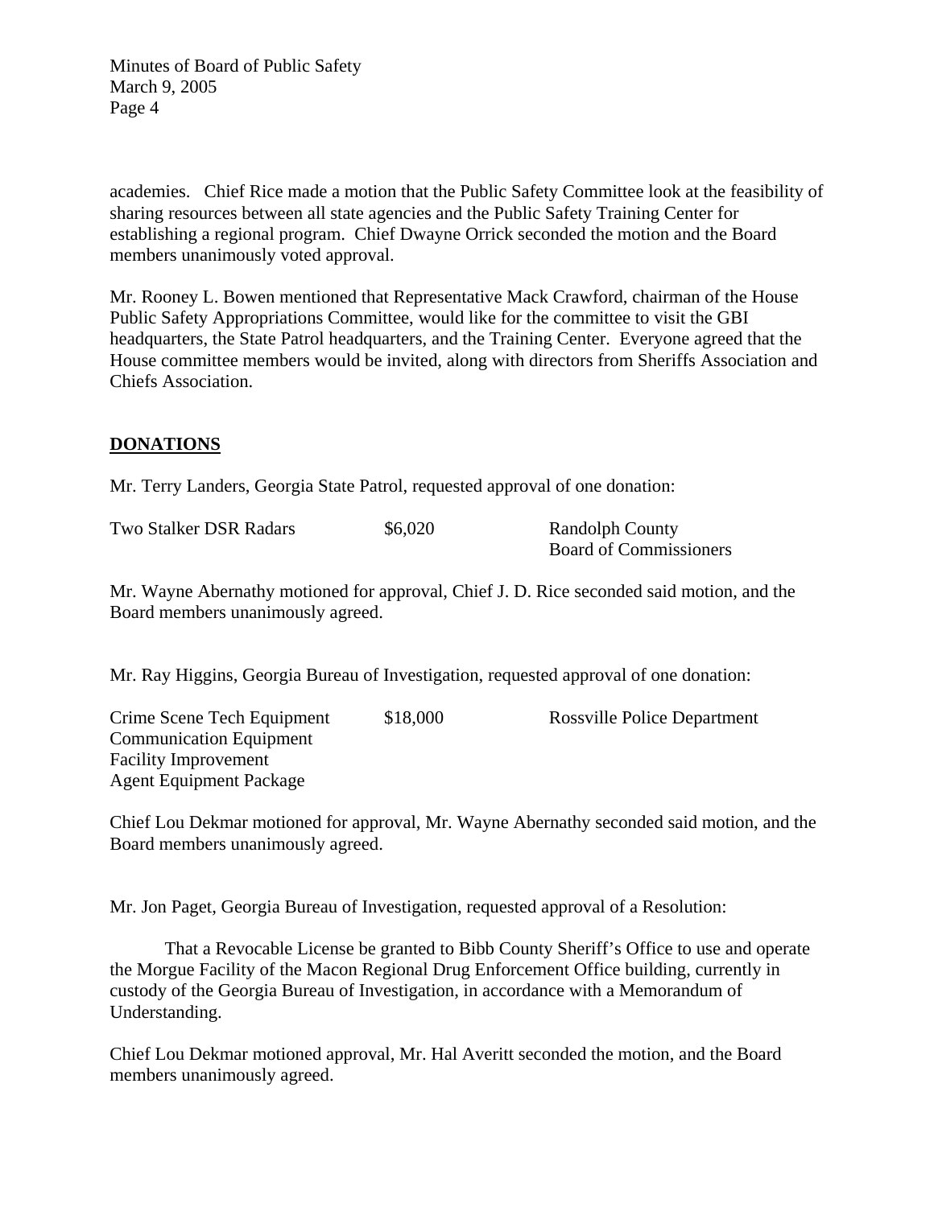academies. Chief Rice made a motion that the Public Safety Committee look at the feasibility of sharing resources between all state agencies and the Public Safety Training Center for establishing a regional program. Chief Dwayne Orrick seconded the motion and the Board members unanimously voted approval.

Mr. Rooney L. Bowen mentioned that Representative Mack Crawford, chairman of the House Public Safety Appropriations Committee, would like for the committee to visit the GBI headquarters, the State Patrol headquarters, and the Training Center. Everyone agreed that the House committee members would be invited, along with directors from Sheriffs Association and Chiefs Association.

## **DONATIONS**

Mr. Terry Landers, Georgia State Patrol, requested approval of one donation:

| | | |
|---|---|---|
| Two Stalker DSR Radars | \$6,020 | Randolph County Board of Commissioners |

Mr. Wayne Abernathy motioned for approval, Chief J. D. Rice seconded said motion, and the Board members unanimously agreed.

Mr. Ray Higgins, Georgia Bureau of Investigation, requested approval of one donation:

| | | |
|---|---|---|
| Crime Scene Tech Equipment<br>Communication Equipment<br>Facility Improvement<br>Agent Equipment Package | \$18,000 | Rossville Police Department |

Chief Lou Dekmar motioned for approval, Mr. Wayne Abernathy seconded said motion, and the Board members unanimously agreed.

Mr. Jon Paget, Georgia Bureau of Investigation, requested approval of a Resolution:

That a Revocable License be granted to Bibb County Sheriff's Office to use and operate the Morgue Facility of the Macon Regional Drug Enforcement Office building, currently in custody of the Georgia Bureau of Investigation, in accordance with a Memorandum of Understanding.

Chief Lou Dekmar motioned approval, Mr. Hal Averitt seconded the motion, and the Board members unanimously agreed.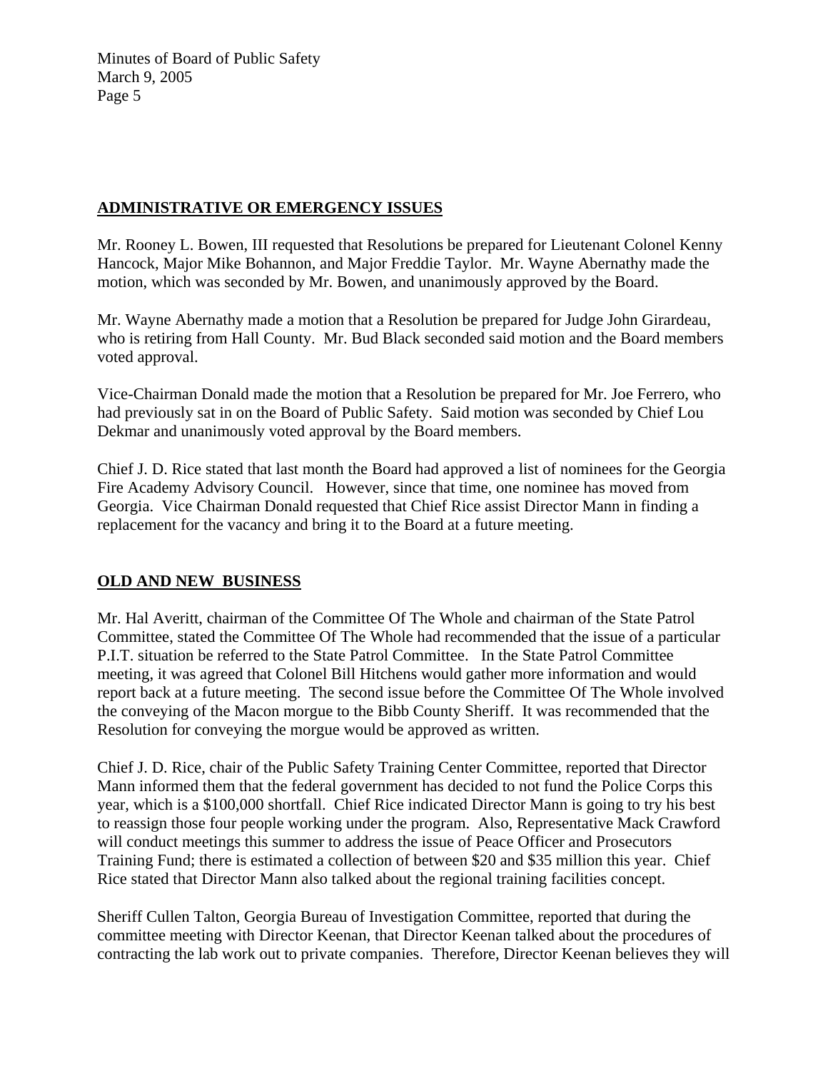## ADMINISTRATIVE OR EMERGENCY ISSUES

Mr. Rooney L. Bowen, III requested that Resolutions be prepared for Lieutenant Colonel Kenny Hancock, Major Mike Bohannon, and Major Freddie Taylor. Mr. Wayne Abernathy made the motion, which was seconded by Mr. Bowen, and unanimously approved by the Board.

Mr. Wayne Abernathy made a motion that a Resolution be prepared for Judge John Girardeau, who is retiring from Hall County. Mr. Bud Black seconded said motion and the Board members voted approval.

Vice-Chairman Donald made the motion that a Resolution be prepared for Mr. Joe Ferrero, who had previously sat in on the Board of Public Safety. Said motion was seconded by Chief Lou Dekmar and unanimously voted approval by the Board members.

Chief J. D. Rice stated that last month the Board had approved a list of nominees for the Georgia Fire Academy Advisory Council. However, since that time, one nominee has moved from Georgia. Vice Chairman Donald requested that Chief Rice assist Director Mann in finding a replacement for the vacancy and bring it to the Board at a future meeting.

## OLD AND NEW BUSINESS

Mr. Hal Averitt, chairman of the Committee Of The Whole and chairman of the State Patrol Committee, stated the Committee Of The Whole had recommended that the issue of a particular P.I.T. situation be referred to the State Patrol Committee. In the State Patrol Committee meeting, it was agreed that Colonel Bill Hitchens would gather more information and would report back at a future meeting. The second issue before the Committee Of The Whole involved the conveying of the Macon morgue to the Bibb County Sheriff. It was recommended that the Resolution for conveying the morgue would be approved as written.

Chief J. D. Rice, chair of the Public Safety Training Center Committee, reported that Director Mann informed them that the federal government has decided to not fund the Police Corps this year, which is a $100,000 shortfall. Chief Rice indicated Director Mann is going to try his best to reassign those four people working under the program. Also, Representative Mack Crawford will conduct meetings this summer to address the issue of Peace Officer and Prosecutors Training Fund; there is estimated a collection of between $20 and $35 million this year. Chief Rice stated that Director Mann also talked about the regional training facilities concept.

Sheriff Cullen Talton, Georgia Bureau of Investigation Committee, reported that during the committee meeting with Director Keenan, that Director Keenan talked about the procedures of contracting the lab work out to private companies. Therefore, Director Keenan believes they will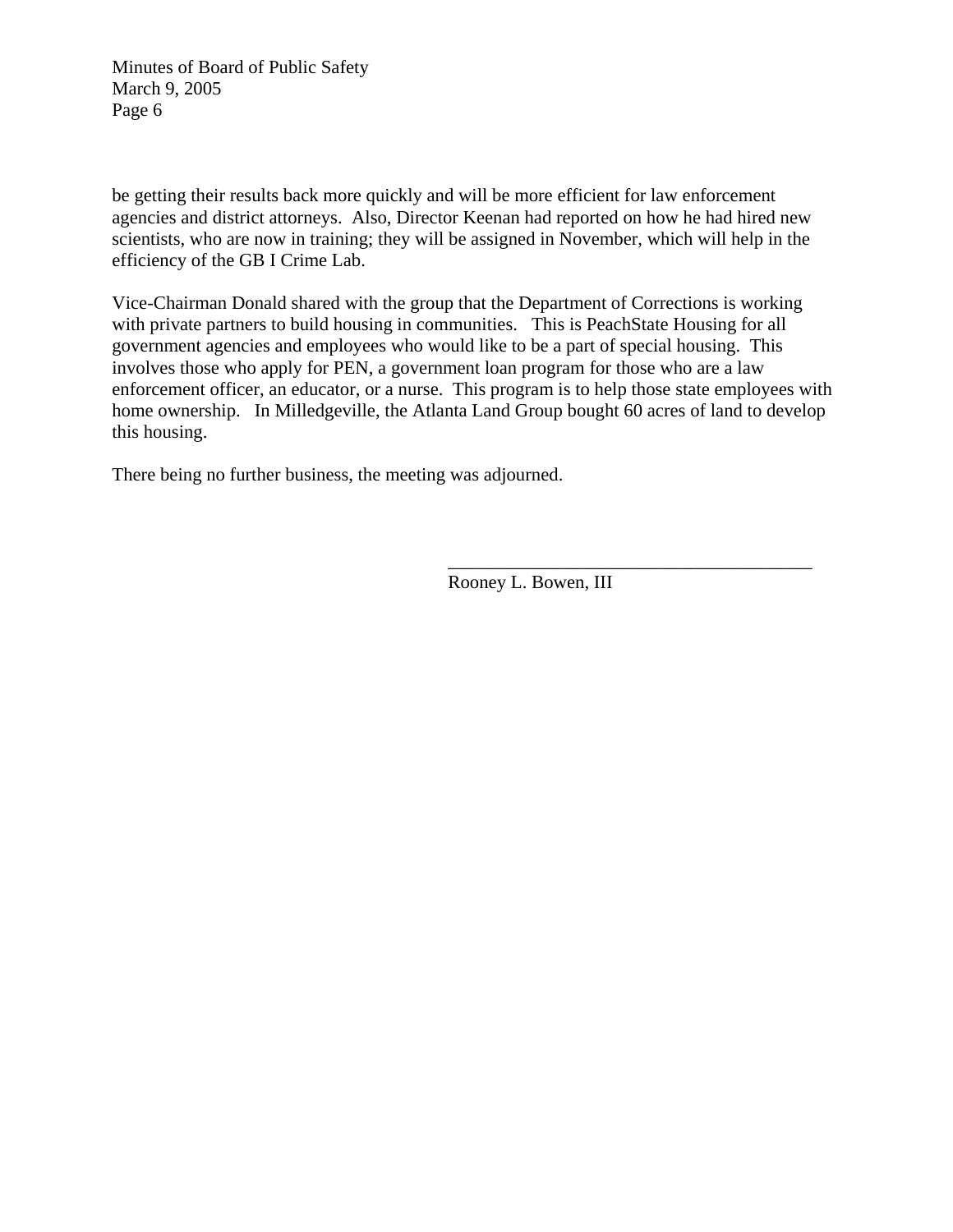be getting their results back more quickly and will be more efficient for law enforcement agencies and district attorneys. Also, Director Keenan had reported on how he had hired new scientists, who are now in training; they will be assigned in November, which will help in the efficiency of the GB I Crime Lab.

Vice-Chairman Donald shared with the group that the Department of Corrections is working with private partners to build housing in communities. This is PeachState Housing for all government agencies and employees who would like to be a part of special housing. This involves those who apply for PEN, a government loan program for those who are a law enforcement officer, an educator, or a nurse. This program is to help those state employees with home ownership. In Milledgeville, the Atlanta Land Group bought 60 acres of land to develop this housing.

There being no further business, the meeting was adjourned.

\_\_\_\_\_\_\_\_\_\_\_\_\_\_\_\_\_\_\_\_\_\_\_\_\_\_\_\_\_\_\_\_\_\_\_\_\_\_\_\_

Rooney L. Bowen, III